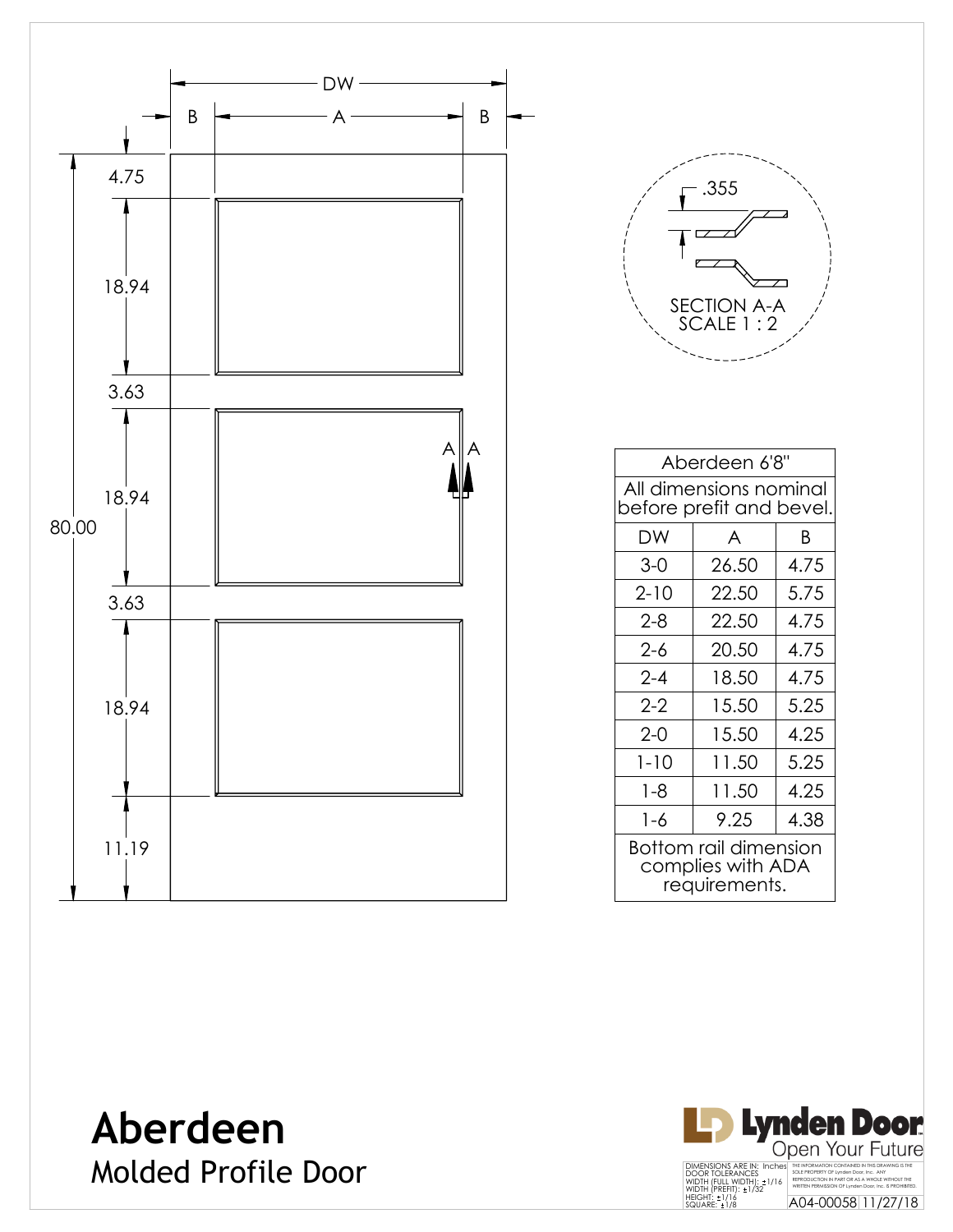# Aberdeen

## Molded Profile Door

DW

B | A | B

4.75

18.94

3.63

18.94

3.63

18.94

11.19

80.00

A | A

.355

SECTION A-A
SCALE 1 : 2

| Aberdeen 6'8" | | |
|---|---|---|
| All dimensions nominal before prefit and bevel. | | |
| DW | A | B |
| 3-0 | 26.50 | 4.75 |
| 2-10 | 22.50 | 5.75 |
| 2-8 | 22.50 | 4.75 |
| 2-6 | 20.50 | 4.75 |
| 2-4 | 18.50 | 4.75 |
| 2-2 | 15.50 | 5.25 |
| 2-0 | 15.50 | 4.25 |
| 1-10 | 11.50 | 5.25 |
| 1-8 | 11.50 | 4.25 |
| 1-6 | 9.25 | 4.38 |
| Bottom rail dimension complies with ADA requirements. | | |

Lynden Door
Open Your Future

DIMENSIONS ARE IN: Inches
DOOR TOLERANCES
WIDTH (FULL WIDTH): ±1/16
WIDTH (PREFIT): ±1/32
HEIGHT: ±1/16
SQUARE: ±1/8

THE INFORMATION CONTAINED IN THIS DRAWING IS THE SOLE PROPERTY OF Lynden Door, Inc. ANY REPRODUCTION IN PART OR AS A WHOLE WITHOUT THE WRITTEN PERMISSION OF Lynden Door, Inc. IS PROHIBITED.

A04-00058 | 11/27/18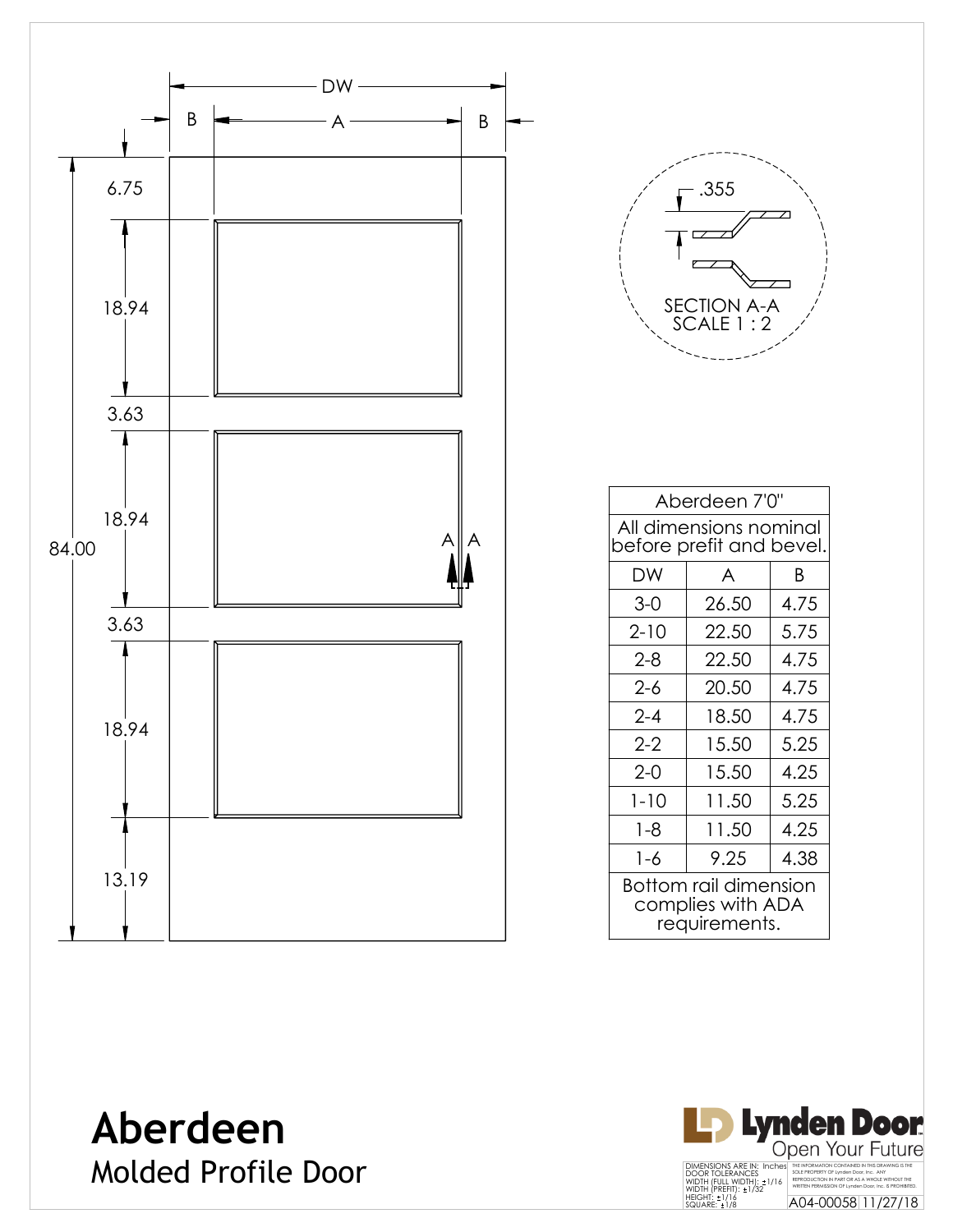DW

B | A | B

6.75

18.94

3.63

18.94

84.00

3.63

18.94

13.19

A A

.355

SECTION A-A
SCALE 1 : 2

| Aberdeen 7'0" | | |
|---|---|---|
| All dimensions nominal before prefit and bevel. | | |
| DW | A | B |
| 3-0 | 26.50 | 4.75 |
| 2-10 | 22.50 | 5.75 |
| 2-8 | 22.50 | 4.75 |
| 2-6 | 20.50 | 4.75 |
| 2-4 | 18.50 | 4.75 |
| 2-2 | 15.50 | 5.25 |
| 2-0 | 15.50 | 4.25 |
| 1-10 | 11.50 | 5.25 |
| 1-8 | 11.50 | 4.25 |
| 1-6 | 9.25 | 4.38 |
| Bottom rail dimension complies with ADA requirements. | | |

# Aberdeen

## Molded Profile Door

Lynden Door
Open Your Future

DIMENSIONS ARE IN: Inches
DOOR TOLERANCES
WIDTH (FULL WIDTH): ±1/16
WIDTH (PREFIT): ±1/32
HEIGHT: ±1/16
SQUARE: ±1/8

THE INFORMATION CONTAINED IN THIS DRAWING IS THE SOLE PROPERTY OF Lynden Door, Inc. ANY REPRODUCTION IN PART OR AS A WHOLE WITHOUT THE WRITTEN PERMISSION OF Lynden Door, Inc. IS PROHIBITED.

A04-00058 11/27/18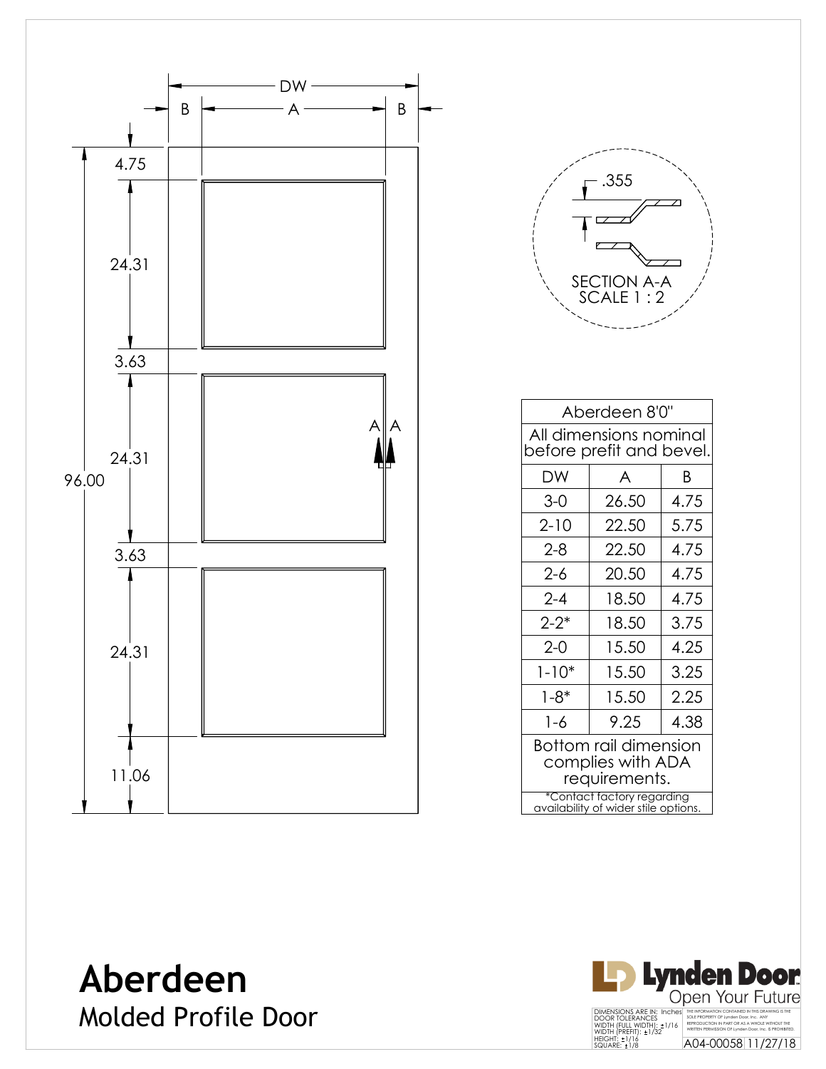DW

B A B

4.75

24.31

3.63

24.31

96.00

3.63

24.31

11.06

A A

.355

SECTION A-A
SCALE 1 : 2

| Aberdeen 8'0" | | |
|---|---|---|
| All dimensions nominal before prefit and bevel. | | |
| DW | A | B |
| 3-0 | 26.50 | 4.75 |
| 2-10 | 22.50 | 5.75 |
| 2-8 | 22.50 | 4.75 |
| 2-6 | 20.50 | 4.75 |
| 2-4 | 18.50 | 4.75 |
| 2-2* | 18.50 | 3.75 |
| 2-0 | 15.50 | 4.25 |
| 1-10* | 15.50 | 3.25 |
| 1-8* | 15.50 | 2.25 |
| 1-6 | 9.25 | 4.38 |
| Bottom rail dimension complies with ADA requirements. | | |
| *Contact factory regarding availability of wider stile options. | | |

# Aberdeen

## Molded Profile Door

Lynden Door
Open Your Future

DIMENSIONS ARE IN: Inches
DOOR TOLERANCES
WIDTH (FULL WIDTH): ±1/16
WIDTH (PREFIT): ±1/32
HEIGHT: ±1/16
SQUARE: ±1/8

THE INFORMATION CONTAINED IN THIS DRAWING IS THE SOLE PROPERTY OF Lynden Door, Inc. ANY REPRODUCTION IN PART OR AS A WHOLE WITHOUT THE WRITTEN PERMISSION OF Lynden Door, Inc. IS PROHIBITED.

A04-00058 11/27/18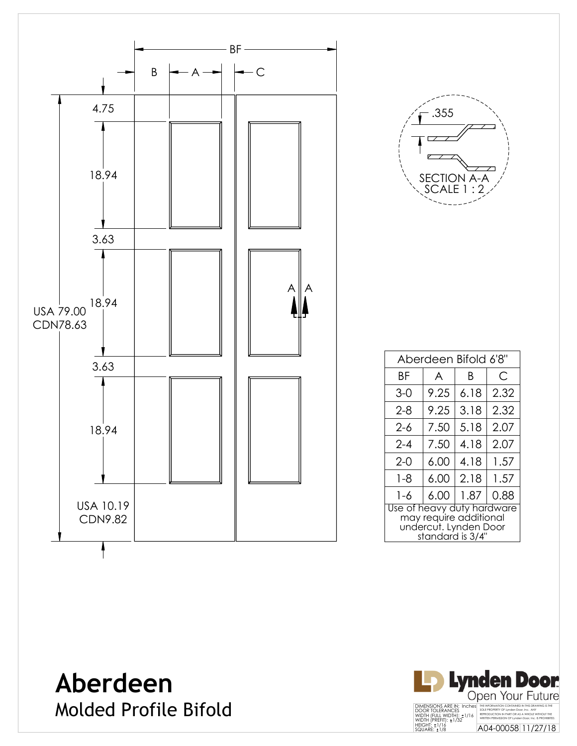BF

B A C

4.75

18.94

3.63

18.94

USA 79.00
CDN78.63

3.63

18.94

USA 10.19
CDN9.82

A A

.355

SECTION A-A
SCALE 1 : 2

| Aberdeen Bifold 6'8" | | | |
|---|---|---|---|
| BF | A | B | C |
| 3-0 | 9.25 | 6.18 | 2.32 |
| 2-8 | 9.25 | 3.18 | 2.32 |
| 2-6 | 7.50 | 5.18 | 2.07 |
| 2-4 | 7.50 | 4.18 | 2.07 |
| 2-0 | 6.00 | 4.18 | 1.57 |
| 1-8 | 6.00 | 2.18 | 1.57 |
| 1-6 | 6.00 | 1.87 | 0.88 |
| Use of heavy duty hardware may require additional undercut. Lynden Door standard is 3/4" | | | |

# Aberdeen

## Molded Profile Bifold

Lynden Door
Open Your Future

DIMENSIONS ARE IN: Inches
DOOR TOLERANCES
WIDTH (FULL WIDTH): ±1/16
WIDTH (PREFIT): ±1/32
HEIGHT: ±1/16
SQUARE: ±1/8

THE INFORMATION CONTAINED IN THIS DRAWING IS THE SOLE PROPERTY OF Lynden Door, Inc. ANY REPRODUCTION IN PART OR AS A WHOLE WITHOUT THE WRITTEN PERMISSION OF Lynden Door, Inc. IS PROHIBITED.

A04-00058 11/27/18